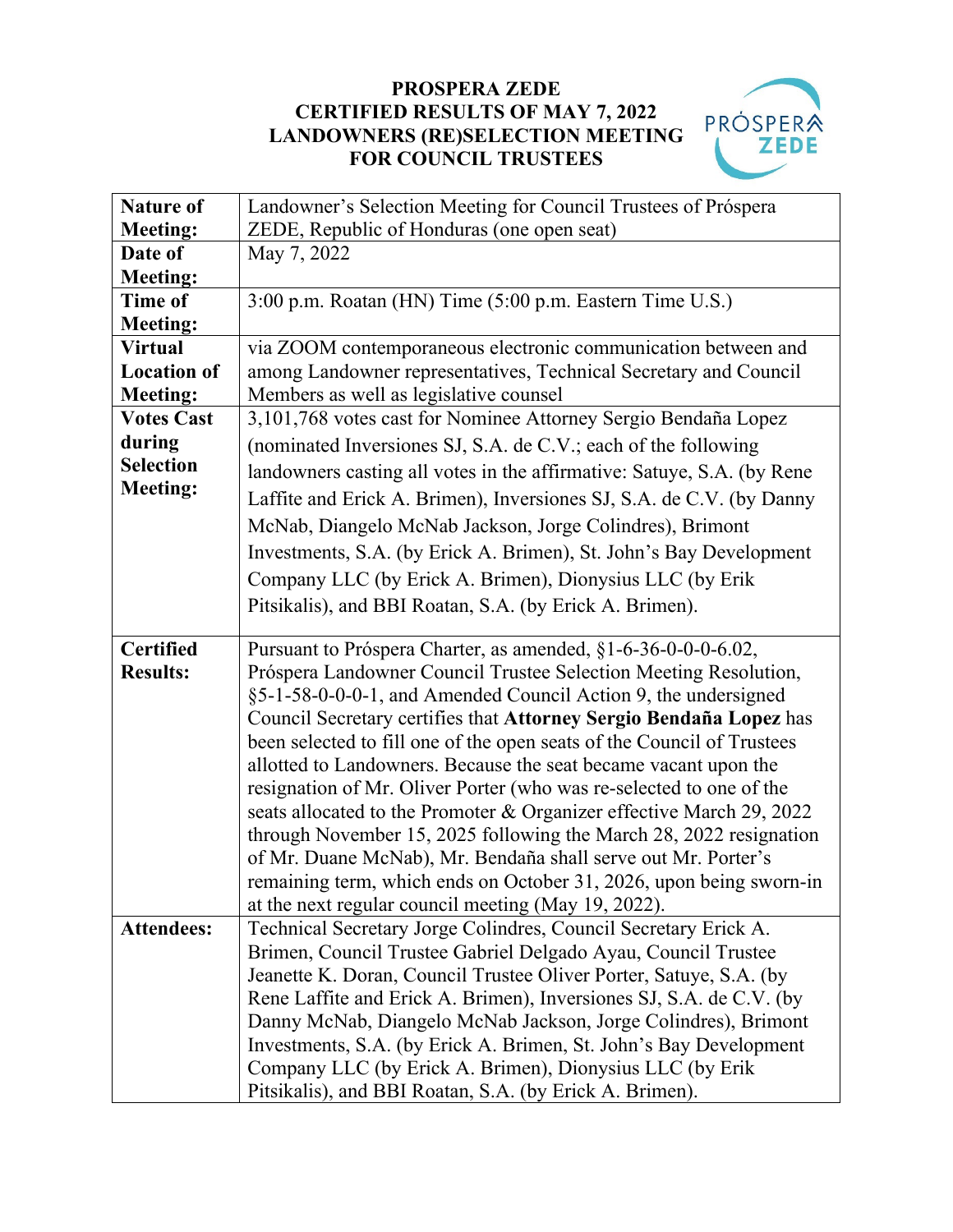# PROSPERA ZEDE CERTIFIED RESULTS OF MAY 7, 2022 LANDOWNERS (RE)SELECTION MEETING FOR COUNCIL TRUSTEES

| | |
|---|---|
| **Nature of Meeting:** | Landowner's Selection Meeting for Council Trustees of Próspera ZEDE, Republic of Honduras (one open seat) |
| **Date of Meeting:** | May 7, 2022 |
| **Time of Meeting:** | 3:00 p.m. Roatan (HN) Time (5:00 p.m. Eastern Time U.S.) |
| **Virtual Location of Meeting:** | via ZOOM contemporaneous electronic communication between and among Landowner representatives, Technical Secretary and Council Members as well as legislative counsel |
| **Votes Cast during Selection Meeting:** | 3,101,768 votes cast for Nominee Attorney Sergio Bendaña Lopez (nominated Inversiones SJ, S.A. de C.V.; each of the following landowners casting all votes in the affirmative: Satuye, S.A. (by Rene Laffite and Erick A. Brimen), Inversiones SJ, S.A. de C.V. (by Danny McNab, Diangelo McNab Jackson, Jorge Colindres), Brimont Investments, S.A. (by Erick A. Brimen), St. John's Bay Development Company LLC (by Erick A. Brimen), Dionysius LLC (by Erik Pitsikalis), and BBI Roatan, S.A. (by Erick A. Brimen). |
| **Certified Results:** | Pursuant to Próspera Charter, as amended, §1-6-36-0-0-0-6.02, Próspera Landowner Council Trustee Selection Meeting Resolution, §5-1-58-0-0-0-1, and Amended Council Action 9, the undersigned Council Secretary certifies that **Attorney Sergio Bendaña Lopez** has been selected to fill one of the open seats of the Council of Trustees allotted to Landowners. Because the seat became vacant upon the resignation of Mr. Oliver Porter (who was re-selected to one of the seats allocated to the Promoter & Organizer effective March 29, 2022 through November 15, 2025 following the March 28, 2022 resignation of Mr. Duane McNab), Mr. Bendaña shall serve out Mr. Porter's remaining term, which ends on October 31, 2026, upon being sworn-in at the next regular council meeting (May 19, 2022). |
| **Attendees:** | Technical Secretary Jorge Colindres, Council Secretary Erick A. Brimen, Council Trustee Gabriel Delgado Ayau, Council Trustee Jeanette K. Doran, Council Trustee Oliver Porter, Satuye, S.A. (by Rene Laffite and Erick A. Brimen), Inversiones SJ, S.A. de C.V. (by Danny McNab, Diangelo McNab Jackson, Jorge Colindres), Brimont Investments, S.A. (by Erick A. Brimen, St. John's Bay Development Company LLC (by Erick A. Brimen), Dionysius LLC (by Erik Pitsikalis), and BBI Roatan, S.A. (by Erick A. Brimen). |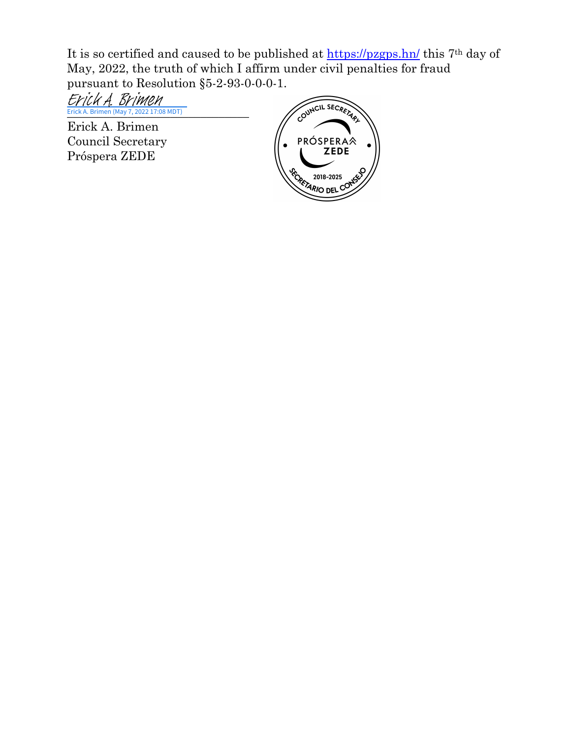It is so certified and caused to be published at https://pzgps.hn/ this 7th day of May, 2022, the truth of which I affirm under civil penalties for fraud pursuant to Resolution §5-2-93-0-0-0-1.

Erick A. Brimen
Erick A. Brimen (May 7, 2022 17:08 MDT)

Erick A. Brimen
Council Secretary
Próspera ZEDE

COUNCIL SECRETARY
PRÓSPERA
ZEDE
2018-2025
SECRETARIO DEL CONSEJO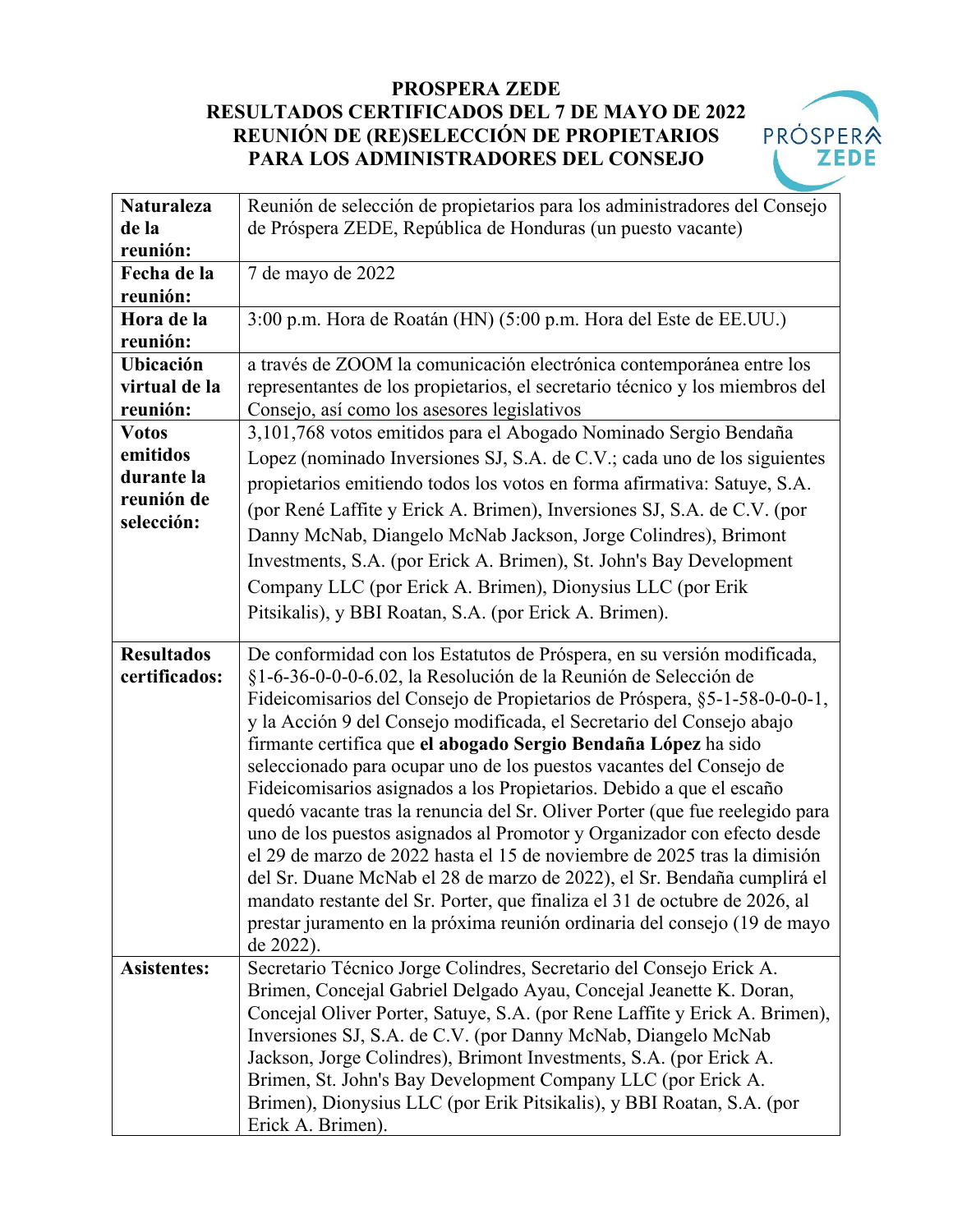# PROSPERA ZEDE
# RESULTADOS CERTIFICADOS DEL 7 DE MAYO DE 2022
# REUNIÓN DE (RE)SELECCIÓN DE PROPIETARIOS PARA LOS ADMINISTRADORES DEL CONSEJO

PRÓSPERA ZEDE

| | |
|---|---|
| **Naturaleza de la reunión:** | Reunión de selección de propietarios para los administradores del Consejo de Próspera ZEDE, República de Honduras (un puesto vacante) |
| **Fecha de la reunión:** | 7 de mayo de 2022 |
| **Hora de la reunión:** | 3:00 p.m. Hora de Roatán (HN) (5:00 p.m. Hora del Este de EE.UU.) |
| **Ubicación virtual de la reunión:** | a través de ZOOM la comunicación electrónica contemporánea entre los representantes de los propietarios, el secretario técnico y los miembros del Consejo, así como los asesores legislativos |
| **Votos emitidos durante la reunión de selección:** | 3,101,768 votos emitidos para el Abogado Nominado Sergio Bendaña Lopez (nominado Inversiones SJ, S.A. de C.V.; cada uno de los siguientes propietarios emitiendo todos los votos en forma afirmativa: Satuye, S.A. (por René Laffite y Erick A. Brimen), Inversiones SJ, S.A. de C.V. (por Danny McNab, Diangelo McNab Jackson, Jorge Colindres), Brimont Investments, S.A. (por Erick A. Brimen), St. John's Bay Development Company LLC (por Erick A. Brimen), Dionysius LLC (por Erik Pitsikalis), y BBI Roatan, S.A. (por Erick A. Brimen). |
| **Resultados certificados:** | De conformidad con los Estatutos de Próspera, en su versión modificada, §1-6-36-0-0-0-6.02, la Resolución de la Reunión de Selección de Fideicomisarios del Consejo de Propietarios de Próspera, §5-1-58-0-0-0-1, y la Acción 9 del Consejo modificada, el Secretario del Consejo abajo firmante certifica que **el abogado Sergio Bendaña López** ha sido seleccionado para ocupar uno de los puestos vacantes del Consejo de Fideicomisarios asignados a los Propietarios. Debido a que el escaño quedó vacante tras la renuncia del Sr. Oliver Porter (que fue reelegido para uno de los puestos asignados al Promotor y Organizador con efecto desde el 29 de marzo de 2022 hasta el 15 de noviembre de 2025 tras la dimisión del Sr. Duane McNab el 28 de marzo de 2022), el Sr. Bendaña cumplirá el mandato restante del Sr. Porter, que finaliza el 31 de octubre de 2026, al prestar juramento en la próxima reunión ordinaria del consejo (19 de mayo de 2022). |
| **Asistentes:** | Secretario Técnico Jorge Colindres, Secretario del Consejo Erick A. Brimen, Concejal Gabriel Delgado Ayau, Concejal Jeanette K. Doran, Concejal Oliver Porter, Satuye, S.A. (por Rene Laffite y Erick A. Brimen), Inversiones SJ, S.A. de C.V. (por Danny McNab, Diangelo McNab Jackson, Jorge Colindres), Brimont Investments, S.A. (por Erick A. Brimen, St. John's Bay Development Company LLC (por Erick A. Brimen), Dionysius LLC (por Erik Pitsikalis), y BBI Roatan, S.A. (por Erick A. Brimen). |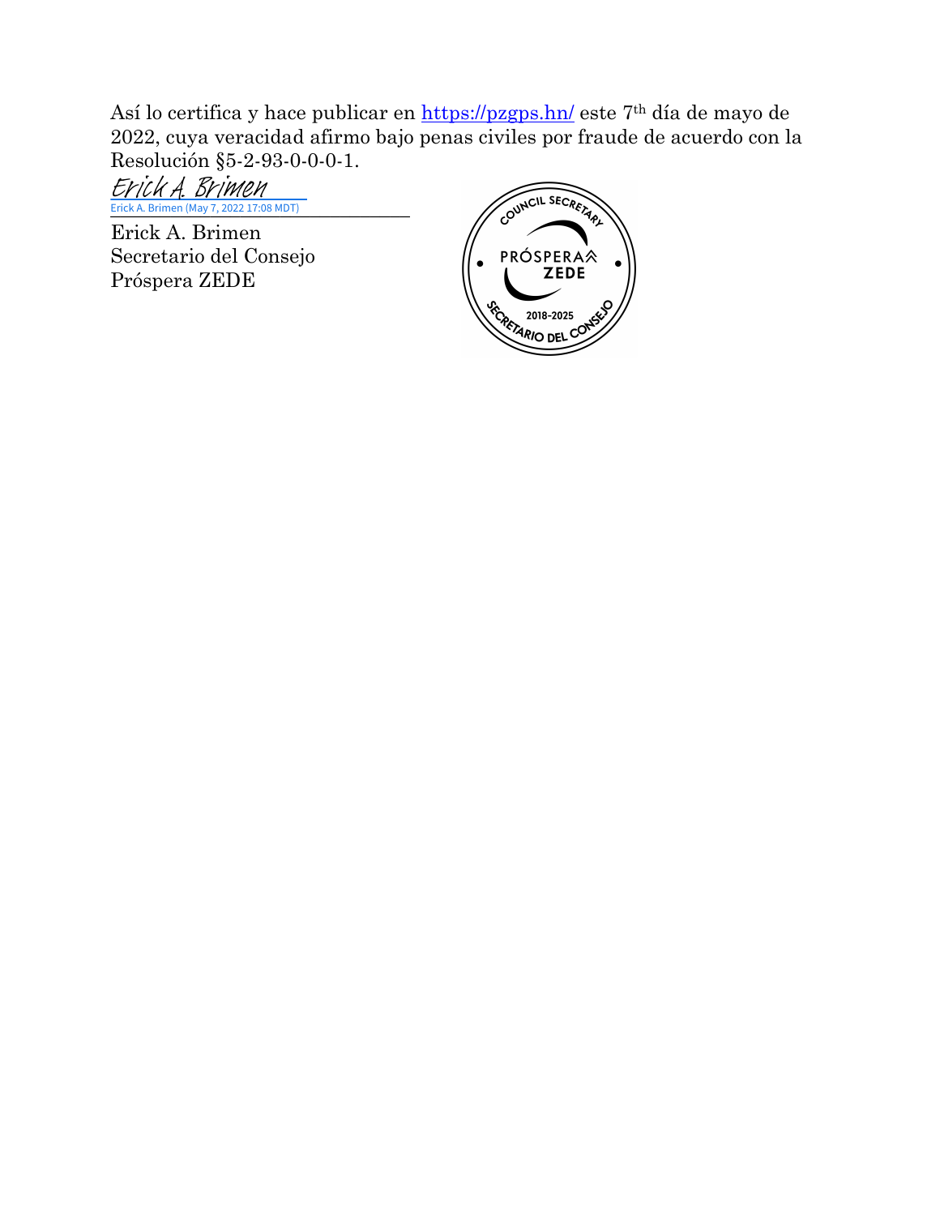Así lo certifica y hace publicar en https://pzgps.hn/ este 7th día de mayo de 2022, cuya veracidad afirmo bajo penas civiles por fraude de acuerdo con la Resolución §5-2-93-0-0-0-1.

Erick A. Brimen
Erick A. Brimen (May 7, 2022 17:08 MDT)

Erick A. Brimen
Secretario del Consejo
Próspera ZEDE

COUNCIL SECRETARY
PRÓSPERA ZEDE
2018-2025
SECRETARIO DEL CONSEJO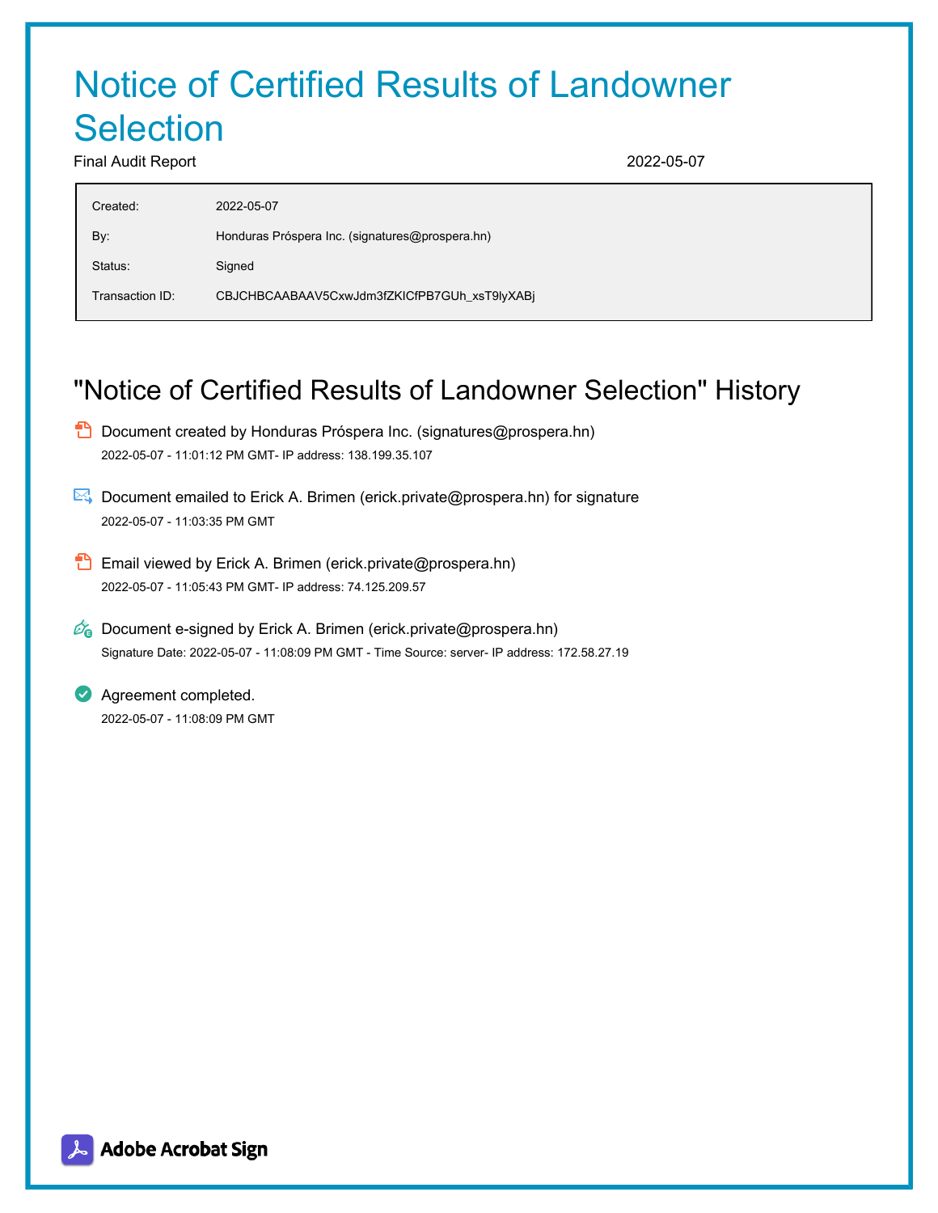# Notice of Certified Results of Landowner Selection

Final Audit Report 2022-05-07

| | |
|---|---|
| Created: | 2022-05-07 |
| By: | Honduras Próspera Inc. (signatures@prospera.hn) |
| Status: | Signed |
| Transaction ID: | CBJCHBCAABAAV5CxwJdm3fZKICfPB7GUh_xsT9lyXABj |

## "Notice of Certified Results of Landowner Selection" History

- Document created by Honduras Próspera Inc. (signatures@prospera.hn)
  2022-05-07 - 11:01:12 PM GMT- IP address: 138.199.35.107

- Document emailed to Erick A. Brimen (erick.private@prospera.hn) for signature
  2022-05-07 - 11:03:35 PM GMT

- Email viewed by Erick A. Brimen (erick.private@prospera.hn)
  2022-05-07 - 11:05:43 PM GMT- IP address: 74.125.209.57

- Document e-signed by Erick A. Brimen (erick.private@prospera.hn)
  Signature Date: 2022-05-07 - 11:08:09 PM GMT - Time Source: server- IP address: 172.58.27.19

- Agreement completed.
  2022-05-07 - 11:08:09 PM GMT

Adobe Acrobat Sign